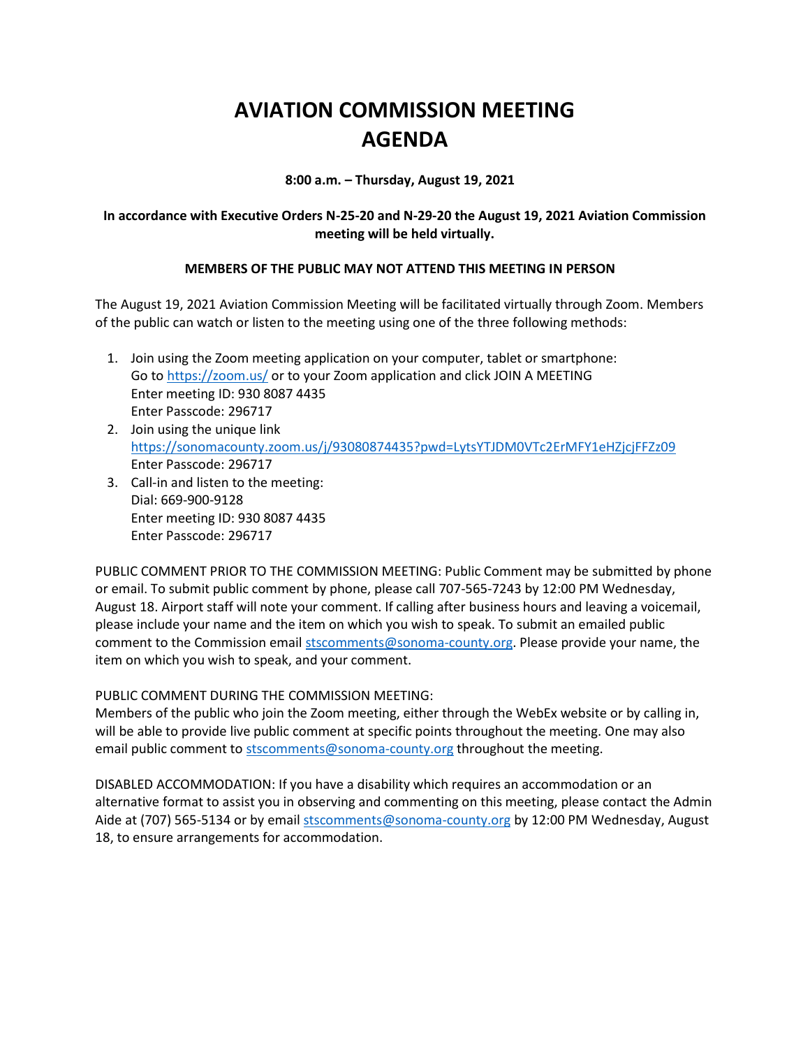# AVIATION COMMISSION MEETING AGENDA

**8:00 a.m. – Thursday, August 19, 2021**

**In accordance with Executive Orders N-25-20 and N-29-20 the August 19, 2021 Aviation Commission meeting will be held virtually.**

**MEMBERS OF THE PUBLIC MAY NOT ATTEND THIS MEETING IN PERSON**

The August 19, 2021 Aviation Commission Meeting will be facilitated virtually through Zoom. Members of the public can watch or listen to the meeting using one of the three following methods:

1. Join using the Zoom meeting application on your computer, tablet or smartphone:
   Go to https://zoom.us/ or to your Zoom application and click JOIN A MEETING
   Enter meeting ID: 930 8087 4435
   Enter Passcode: 296717
2. Join using the unique link
   https://sonomacounty.zoom.us/j/93080874435?pwd=LytsYTJDM0VTc2ErMFY1eHZjcjFFZz09
   Enter Passcode: 296717
3. Call-in and listen to the meeting:
   Dial: 669-900-9128
   Enter meeting ID: 930 8087 4435
   Enter Passcode: 296717

PUBLIC COMMENT PRIOR TO THE COMMISSION MEETING: Public Comment may be submitted by phone or email. To submit public comment by phone, please call 707-565-7243 by 12:00 PM Wednesday, August 18. Airport staff will note your comment. If calling after business hours and leaving a voicemail, please include your name and the item on which you wish to speak. To submit an emailed public comment to the Commission email stscomments@sonoma-county.org. Please provide your name, the item on which you wish to speak, and your comment.

PUBLIC COMMENT DURING THE COMMISSION MEETING:
Members of the public who join the Zoom meeting, either through the WebEx website or by calling in, will be able to provide live public comment at specific points throughout the meeting. One may also email public comment to stscomments@sonoma-county.org throughout the meeting.

DISABLED ACCOMMODATION: If you have a disability which requires an accommodation or an alternative format to assist you in observing and commenting on this meeting, please contact the Admin Aide at (707) 565-5134 or by email stscomments@sonoma-county.org by 12:00 PM Wednesday, August 18, to ensure arrangements for accommodation.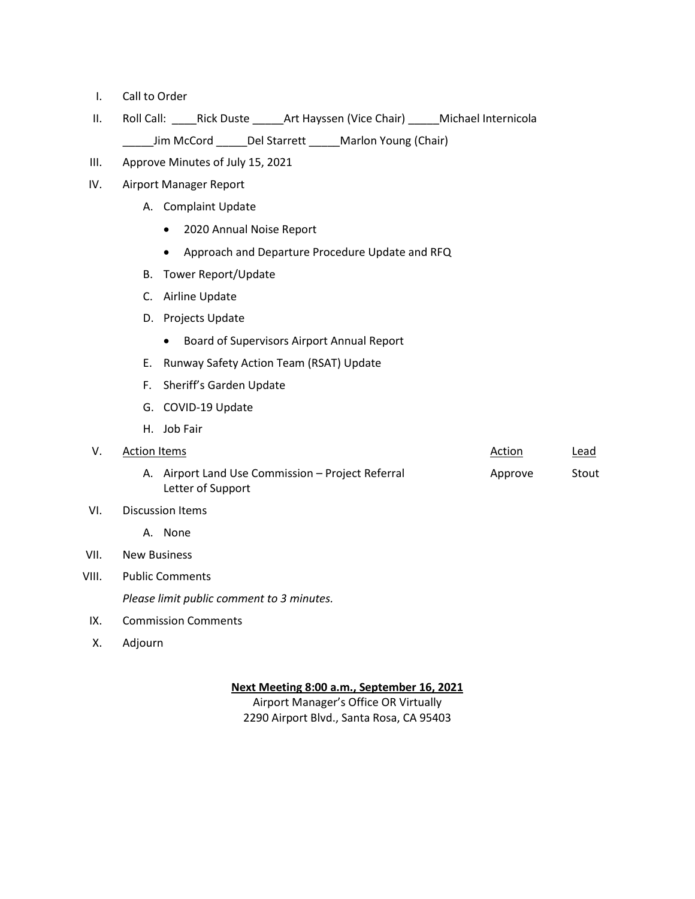I. Call to Order

II. Roll Call: ____Rick Duste _____Art Hayssen (Vice Chair) _____Michael Internicola _____Jim McCord _____Del Starrett _____Marlon Young (Chair)

III. Approve Minutes of July 15, 2021

IV. Airport Manager Report

   A. Complaint Update
      - 2020 Annual Noise Report
      - Approach and Departure Procedure Update and RFQ

   B. Tower Report/Update

   C. Airline Update

   D. Projects Update
      - Board of Supervisors Airport Annual Report

   E. Runway Safety Action Team (RSAT) Update

   F. Sheriff's Garden Update

   G. COVID-19 Update

   H. Job Fair

V. Action Items

| Action Items | Action | Lead |
|---|---|---|
| A. Airport Land Use Commission – Project Referral Letter of Support | Approve | Stout |

VI. Discussion Items

   A. None

VII. New Business

VIII. Public Comments

   *Please limit public comment to 3 minutes.*

IX. Commission Comments

X. Adjourn

**Next Meeting 8:00 a.m., September 16, 2021**
Airport Manager's Office OR Virtually
2290 Airport Blvd., Santa Rosa, CA 95403